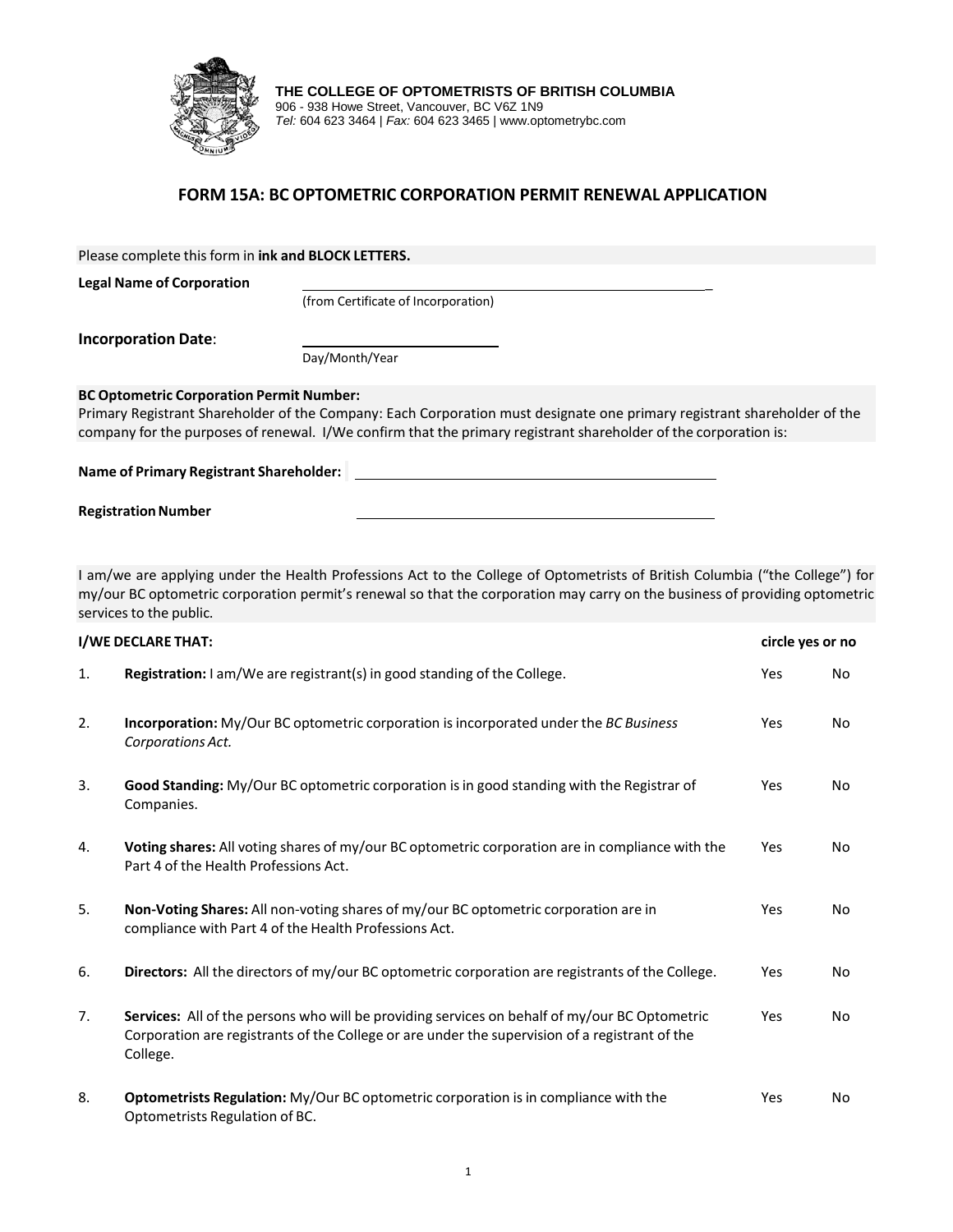**THE COLLEGE OF OPTOMETRISTS OF BRITISH COLUMBIA**
906 - 938 Howe Street, Vancouver, BC V6Z 1N9
*Tel:* 604 623 3464 | *Fax:* 604 623 3465 | www.optometrybc.com

# FORM 15A: BC OPTOMETRIC CORPORATION PERMIT RENEWAL APPLICATION

Please complete this form in **ink and BLOCK LETTERS.**

**Legal Name of Corporation** ______________________________________________
(from Certificate of Incorporation)

**Incorporation Date**: ______________________
Day/Month/Year

**BC Optometric Corporation Permit Number:**
Primary Registrant Shareholder of the Company: Each Corporation must designate one primary registrant shareholder of the company for the purposes of renewal. I/We confirm that the primary registrant shareholder of the corporation is:

**Name of Primary Registrant Shareholder:** ______________________________________________

**Registration Number** ______________________________________________

I am/we are applying under the Health Professions Act to the College of Optometrists of British Columbia ("the College") for my/our BC optometric corporation permit's renewal so that the corporation may carry on the business of providing optometric services to the public.

| | **I/WE DECLARE THAT:** | **circle yes or no** | |
|---|---|---|---|
| 1. | **Registration:** I am/We are registrant(s) in good standing of the College. | Yes | No |
| 2. | **Incorporation:** My/Our BC optometric corporation is incorporated under the *BC Business Corporations Act.* | Yes | No |
| 3. | **Good Standing:** My/Our BC optometric corporation is in good standing with the Registrar of Companies. | Yes | No |
| 4. | **Voting shares:** All voting shares of my/our BC optometric corporation are in compliance with the Part 4 of the Health Professions Act. | Yes | No |
| 5. | **Non-Voting Shares:** All non-voting shares of my/our BC optometric corporation are in compliance with Part 4 of the Health Professions Act. | Yes | No |
| 6. | **Directors:** All the directors of my/our BC optometric corporation are registrants of the College. | Yes | No |
| 7. | **Services:** All of the persons who will be providing services on behalf of my/our BC Optometric Corporation are registrants of the College or are under the supervision of a registrant of the College. | Yes | No |
| 8. | **Optometrists Regulation:** My/Our BC optometric corporation is in compliance with the Optometrists Regulation of BC. | Yes | No |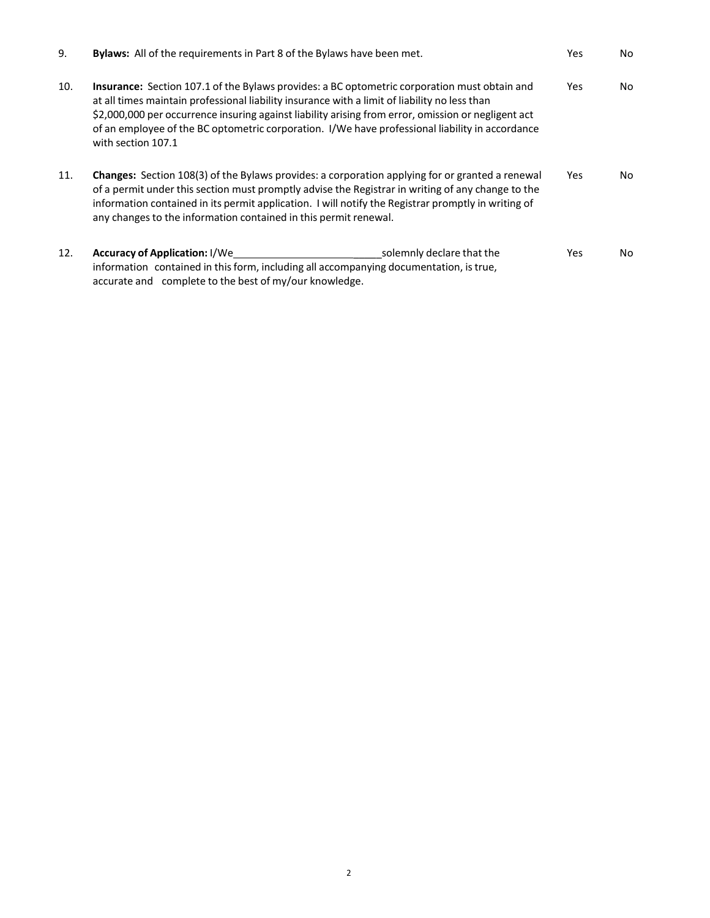| | | | |
|---|---|---|---|
| 9. | **Bylaws:** All of the requirements in Part 8 of the Bylaws have been met. | Yes | No |
| 10. | **Insurance:** Section 107.1 of the Bylaws provides: a BC optometric corporation must obtain and at all times maintain professional liability insurance with a limit of liability no less than $2,000,000 per occurrence insuring against liability arising from error, omission or negligent act of an employee of the BC optometric corporation. I/We have professional liability in accordance with section 107.1 | Yes | No |
| 11. | **Changes:** Section 108(3) of the Bylaws provides: a corporation applying for or granted a renewal of a permit under this section must promptly advise the Registrar in writing of any change to the information contained in its permit application. I will notify the Registrar promptly in writing of any changes to the information contained in this permit renewal. | Yes | No |
| 12. | **Accuracy of Application:** I/We____________________________ solemnly declare that the information contained in this form, including all accompanying documentation, is true, accurate and complete to the best of my/our knowledge. | Yes | No |